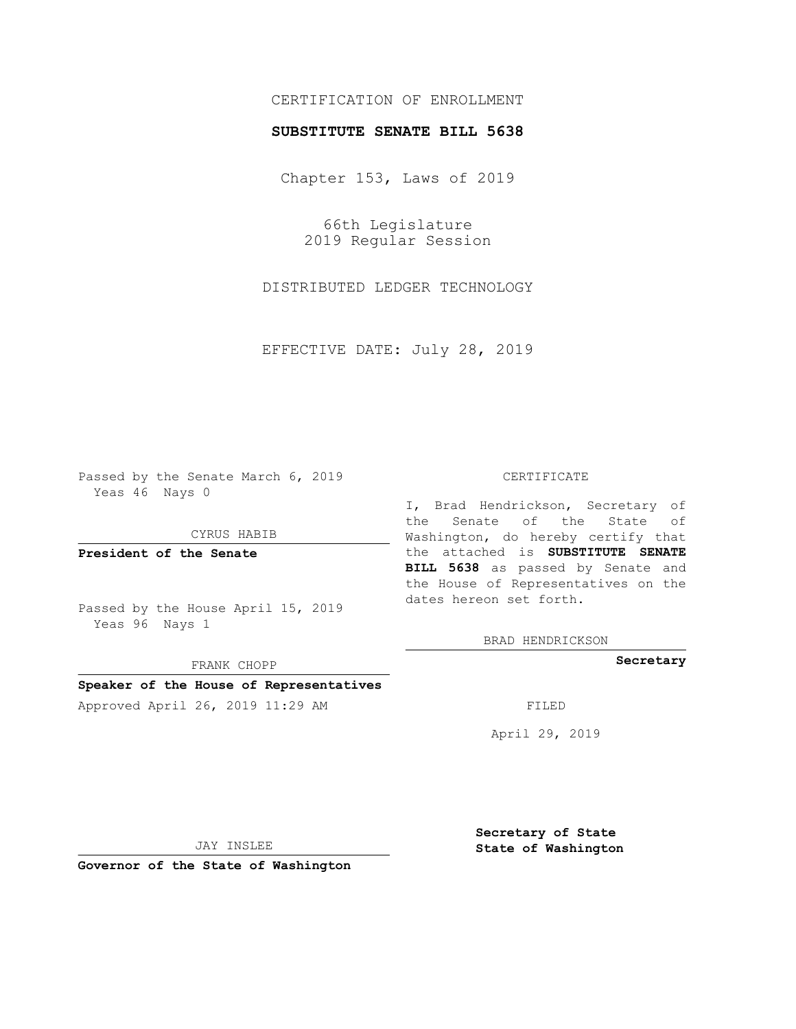CERTIFICATION OF ENROLLMENT

**SUBSTITUTE SENATE BILL 5638**

Chapter 153, Laws of 2019

66th Legislature
2019 Regular Session

DISTRIBUTED LEDGER TECHNOLOGY

EFFECTIVE DATE: July 28, 2019

Passed by the Senate March 6, 2019
Yeas 46 Nays 0

CYRUS HABIB

**President of the Senate**

Passed by the House April 15, 2019
Yeas 96 Nays 1

FRANK CHOPP

**Speaker of the House of Representatives**

Approved April 26, 2019 11:29 AM

JAY INSLEE

**Governor of the State of Washington**

CERTIFICATE

I, Brad Hendrickson, Secretary of the Senate of the State of Washington, do hereby certify that the attached is **SUBSTITUTE SENATE BILL 5638** as passed by Senate and the House of Representatives on the dates hereon set forth.

BRAD HENDRICKSON

**Secretary**

FILED

April 29, 2019

**Secretary of State**
**State of Washington**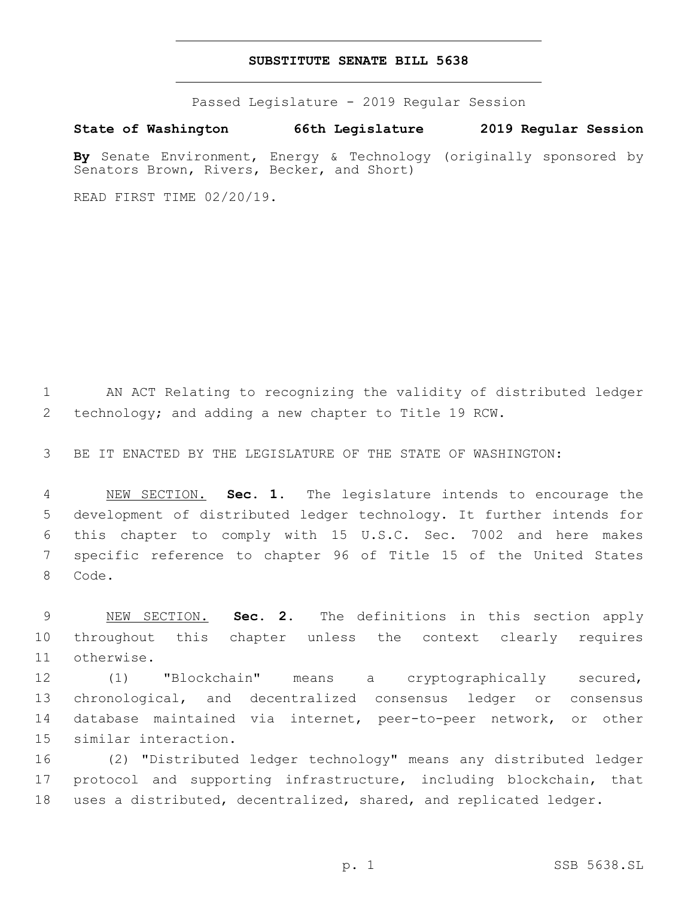# SUBSTITUTE SENATE BILL 5638

Passed Legislature - 2019 Regular Session

**State of Washington 66th Legislature 2019 Regular Session**

**By** Senate Environment, Energy & Technology (originally sponsored by Senators Brown, Rivers, Becker, and Short)

READ FIRST TIME 02/20/19.

AN ACT Relating to recognizing the validity of distributed ledger technology; and adding a new chapter to Title 19 RCW.

BE IT ENACTED BY THE LEGISLATURE OF THE STATE OF WASHINGTON:

NEW SECTION. **Sec. 1.** The legislature intends to encourage the development of distributed ledger technology. It further intends for this chapter to comply with 15 U.S.C. Sec. 7002 and here makes specific reference to chapter 96 of Title 15 of the United States Code.

NEW SECTION. **Sec. 2.** The definitions in this section apply throughout this chapter unless the context clearly requires otherwise.

(1) "Blockchain" means a cryptographically secured, chronological, and decentralized consensus ledger or consensus database maintained via internet, peer-to-peer network, or other similar interaction.

(2) "Distributed ledger technology" means any distributed ledger protocol and supporting infrastructure, including blockchain, that uses a distributed, decentralized, shared, and replicated ledger.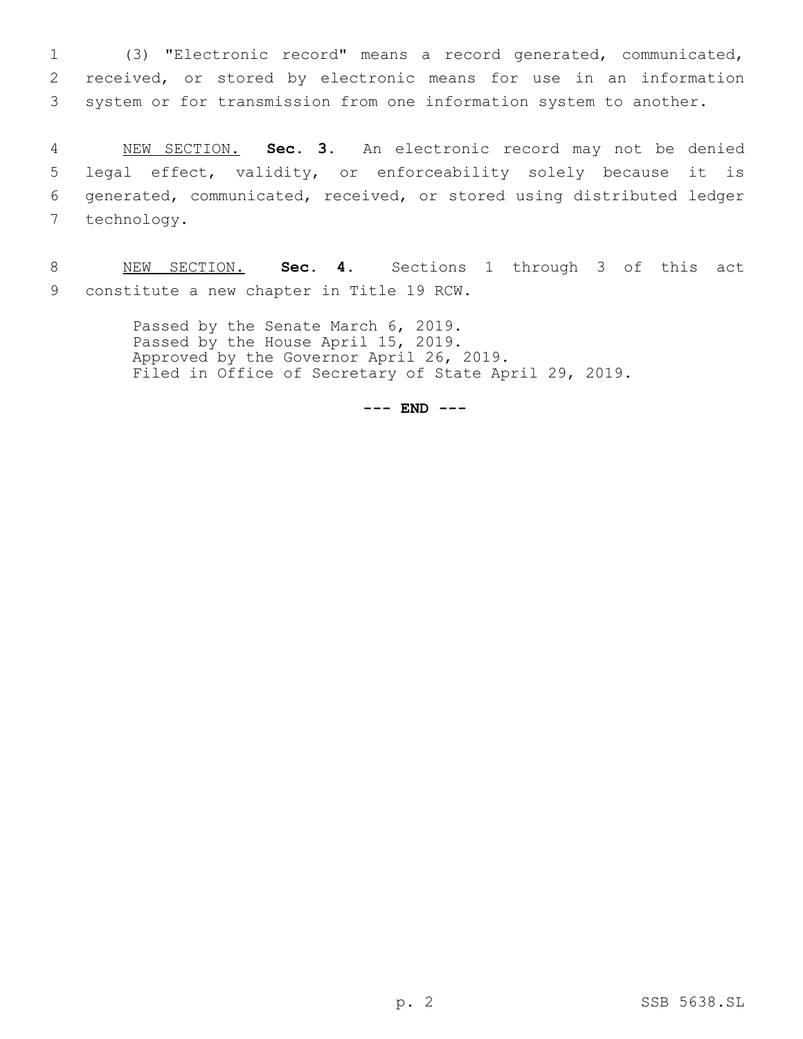(3) "Electronic record" means a record generated, communicated, received, or stored by electronic means for use in an information system or for transmission from one information system to another.

NEW SECTION. **Sec. 3.** An electronic record may not be denied legal effect, validity, or enforceability solely because it is generated, communicated, received, or stored using distributed ledger technology.

NEW SECTION. **Sec. 4.** Sections 1 through 3 of this act constitute a new chapter in Title 19 RCW.

Passed by the Senate March 6, 2019.
Passed by the House April 15, 2019.
Approved by the Governor April 26, 2019.
Filed in Office of Secretary of State April 29, 2019.

**--- END ---**